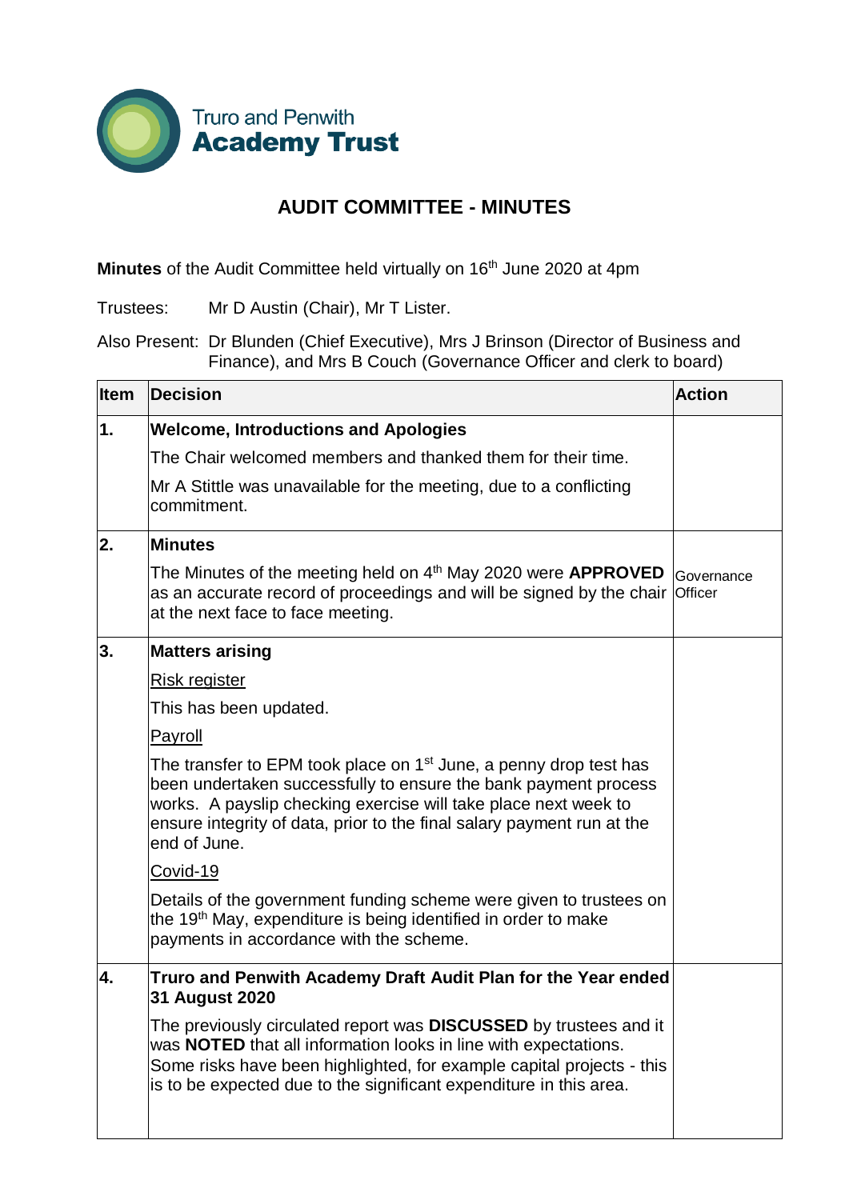Truro and Penwith
**Academy Trust**

# AUDIT COMMITTEE - MINUTES

**Minutes** of the Audit Committee held virtually on 16th June 2020 at 4pm

Trustees: Mr D Austin (Chair), Mr T Lister.

Also Present: Dr Blunden (Chief Executive), Mrs J Brinson (Director of Business and Finance), and Mrs B Couch (Governance Officer and clerk to board)

| Item | Decision | Action |
|---|---|---|
| **1.** | **Welcome, Introductions and Apologies**<br><br>The Chair welcomed members and thanked them for their time.<br><br>Mr A Stittle was unavailable for the meeting, due to a conflicting commitment. | |
| **2.** | **Minutes**<br><br>The Minutes of the meeting held on 4th May 2020 were **APPROVED** as an accurate record of proceedings and will be signed by the chair at the next face to face meeting. | Governance Officer |
| **3.** | **Matters arising**<br><br>Risk register<br><br>This has been updated.<br><br>Payroll<br><br>The transfer to EPM took place on 1st June, a penny drop test has been undertaken successfully to ensure the bank payment process works. A payslip checking exercise will take place next week to ensure integrity of data, prior to the final salary payment run at the end of June.<br><br>Covid-19<br><br>Details of the government funding scheme were given to trustees on the 19th May, expenditure is being identified in order to make payments in accordance with the scheme. | |
| **4.** | **Truro and Penwith Academy Draft Audit Plan for the Year ended 31 August 2020**<br><br>The previously circulated report was **DISCUSSED** by trustees and it was **NOTED** that all information looks in line with expectations. Some risks have been highlighted, for example capital projects - this is to be expected due to the significant expenditure in this area. | |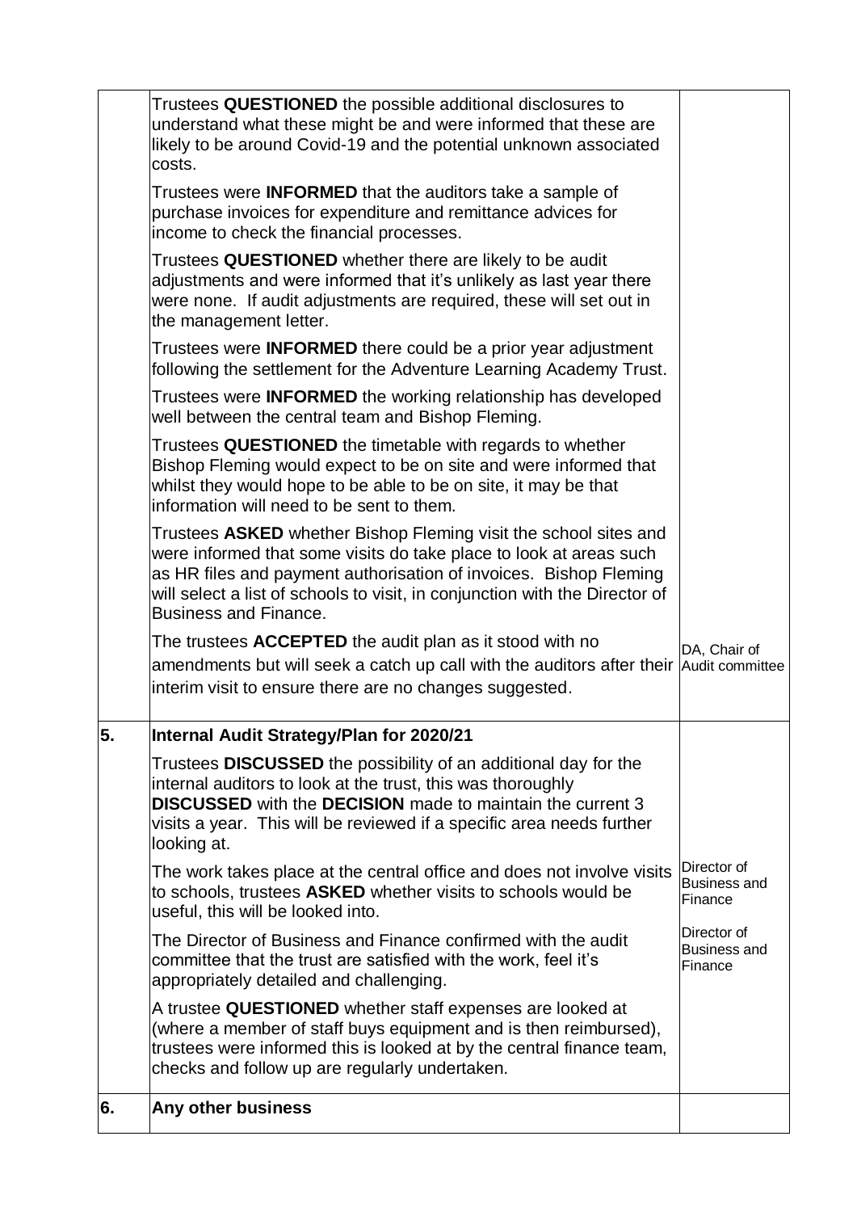| | | |
|---|---|---|
| | Trustees **QUESTIONED** the possible additional disclosures to understand what these might be and were informed that these are likely to be around Covid-19 and the potential unknown associated costs.<br><br>Trustees were **INFORMED** that the auditors take a sample of purchase invoices for expenditure and remittance advices for income to check the financial processes.<br><br>Trustees **QUESTIONED** whether there are likely to be audit adjustments and were informed that it's unlikely as last year there were none. If audit adjustments are required, these will set out in the management letter.<br><br>Trustees were **INFORMED** there could be a prior year adjustment following the settlement for the Adventure Learning Academy Trust.<br><br>Trustees were **INFORMED** the working relationship has developed well between the central team and Bishop Fleming.<br><br>Trustees **QUESTIONED** the timetable with regards to whether Bishop Fleming would expect to be on site and were informed that whilst they would hope to be able to be on site, it may be that information will need to be sent to them.<br><br>Trustees **ASKED** whether Bishop Fleming visit the school sites and were informed that some visits do take place to look at areas such as HR files and payment authorisation of invoices. Bishop Fleming will select a list of schools to visit, in conjunction with the Director of Business and Finance.<br><br>The trustees **ACCEPTED** the audit plan as it stood with no amendments but will seek a catch up call with the auditors after their interim visit to ensure there are no changes suggested. | DA, Chair of Audit committee |
| **5.** | **Internal Audit Strategy/Plan for 2020/21**<br><br>Trustees **DISCUSSED** the possibility of an additional day for the internal auditors to look at the trust, this was thoroughly **DISCUSSED** with the **DECISION** made to maintain the current 3 visits a year. This will be reviewed if a specific area needs further looking at.<br><br>The work takes place at the central office and does not involve visits to schools, trustees **ASKED** whether visits to schools would be useful, this will be looked into.<br><br>The Director of Business and Finance confirmed with the audit committee that the trust are satisfied with the work, feel it's appropriately detailed and challenging.<br><br>A trustee **QUESTIONED** whether staff expenses are looked at (where a member of staff buys equipment and is then reimbursed), trustees were informed this is looked at by the central finance team, checks and follow up are regularly undertaken. | Director of Business and Finance<br><br>Director of Business and Finance |
| **6.** | **Any other business** | |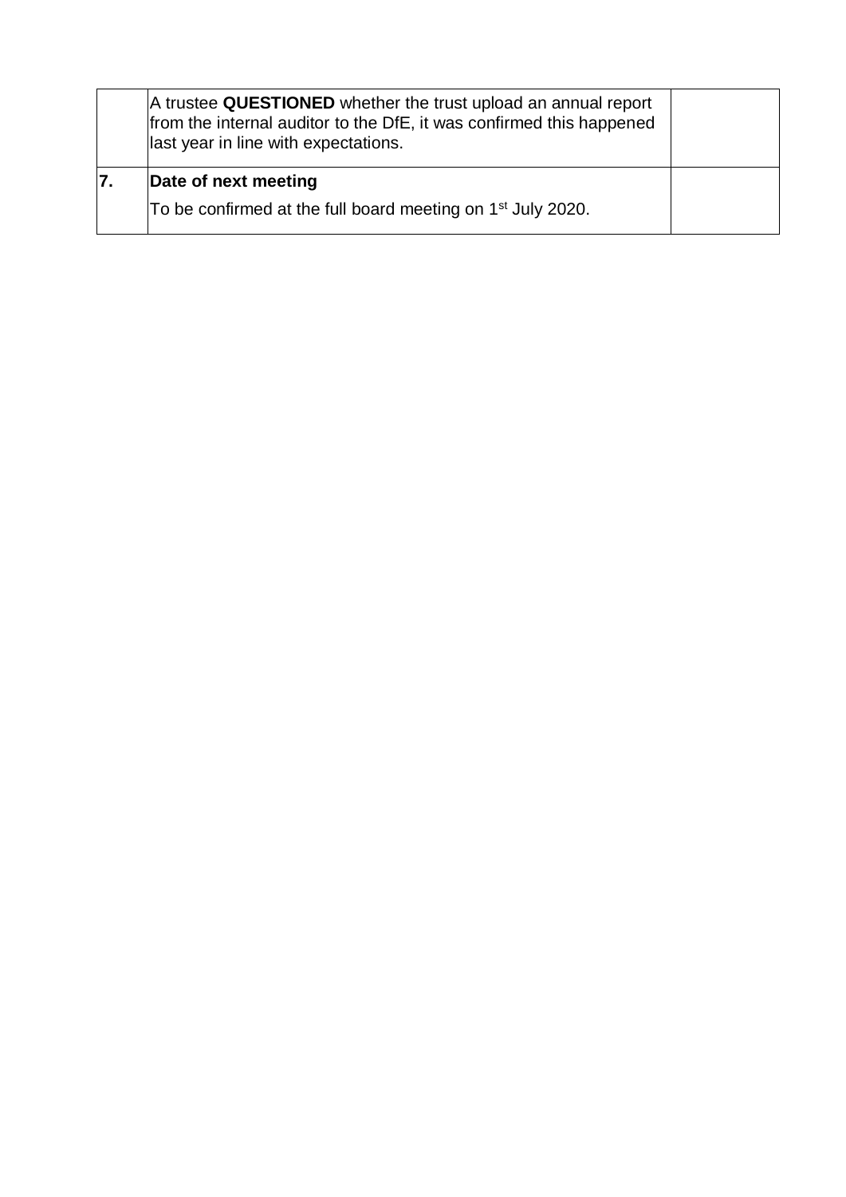| | | |
|---|---|---|
| | A trustee **QUESTIONED** whether the trust upload an annual report from the internal auditor to the DfE, it was confirmed this happened last year in line with expectations. | |
| **7.** | **Date of next meeting**<br>To be confirmed at the full board meeting on 1st July 2020. | |